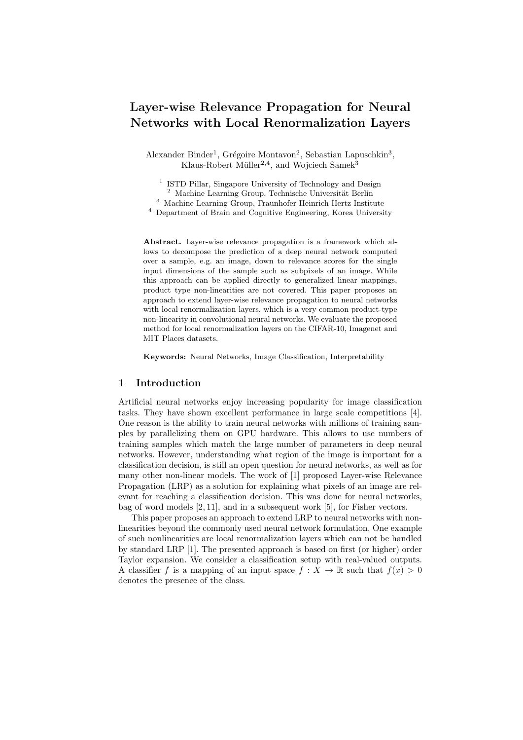# Layer-wise Relevance Propagation for Neural Networks with Local Renormalization Layers

Alexander Binder[1], Grégoire Montavon[2], Sebastian Lapuschkin[3], Klaus-Robert Müller[2,4], and Wojciech Samek[3]

[1] ISTD Pillar, Singapore University of Technology and Design
[2] Machine Learning Group, Technische Universität Berlin
[3] Machine Learning Group, Fraunhofer Heinrich Hertz Institute
[4] Department of Brain and Cognitive Engineering, Korea University

**Abstract.** Layer-wise relevance propagation is a framework which allows to decompose the prediction of a deep neural network computed over a sample, e.g. an image, down to relevance scores for the single input dimensions of the sample such as subpixels of an image. While this approach can be applied directly to generalized linear mappings, product type non-linearities are not covered. This paper proposes an approach to extend layer-wise relevance propagation to neural networks with local renormalization layers, which is a very common product-type non-linearity in convolutional neural networks. We evaluate the proposed method for local renormalization layers on the CIFAR-10, Imagenet and MIT Places datasets.

**Keywords:** Neural Networks, Image Classification, Interpretability

## 1 Introduction

Artificial neural networks enjoy increasing popularity for image classification tasks. They have shown excellent performance in large scale competitions [4]. One reason is the ability to train neural networks with millions of training samples by parallelizing them on GPU hardware. This allows to use numbers of training samples which match the large number of parameters in deep neural networks. However, understanding what region of the image is important for a classification decision, is still an open question for neural networks, as well as for many other non-linear models. The work of [1] proposed Layer-wise Relevance Propagation (LRP) as a solution for explaining what pixels of an image are relevant for reaching a classification decision. This was done for neural networks, bag of word models [2, 11], and in a subsequent work [5], for Fisher vectors.

This paper proposes an approach to extend LRP to neural networks with nonlinearities beyond the commonly used neural network formulation. One example of such nonlinearities are local renormalization layers which can not be handled by standard LRP [1]. The presented approach is based on first (or higher) order Taylor expansion. We consider a classification setup with real-valued outputs. A classifier $f$ is a mapping of an input space $f : X \to \mathbb{R}$ such that $f(x) > 0$ denotes the presence of the class.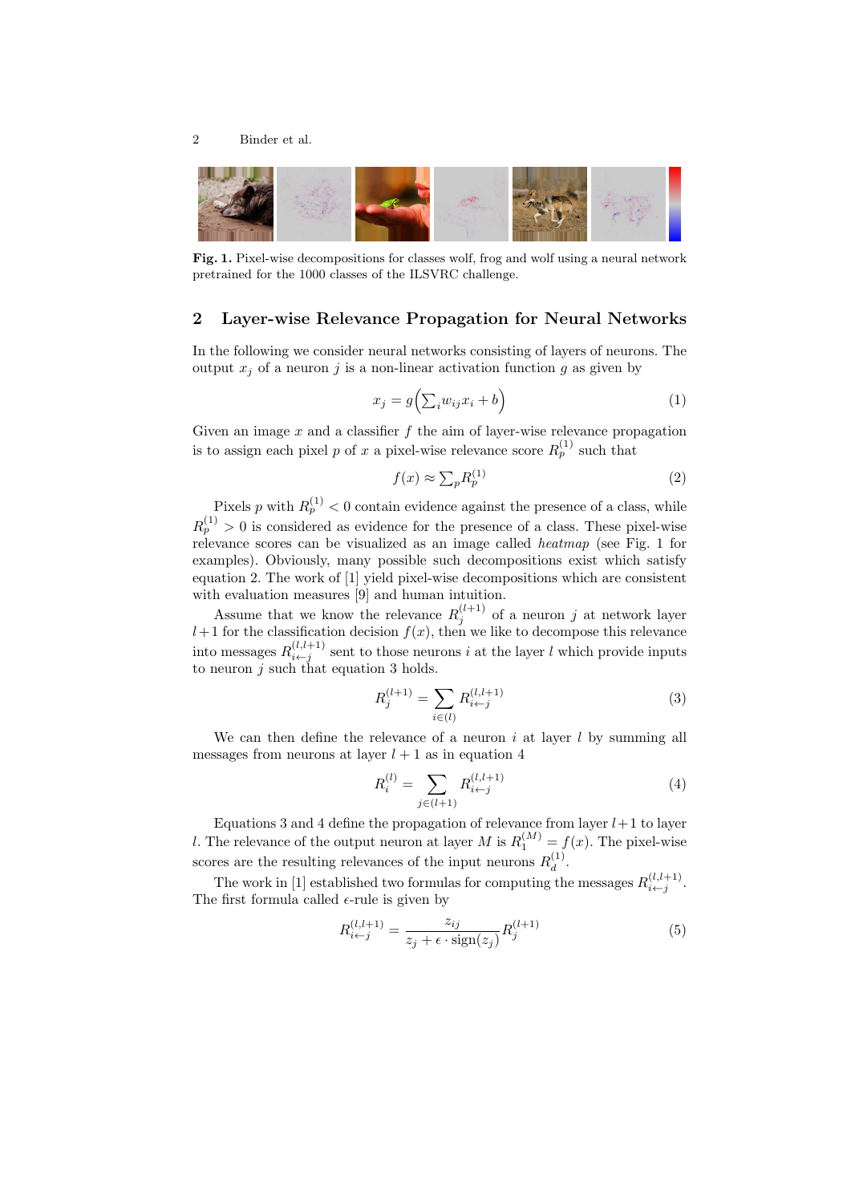Fig. 1. Pixel-wise decompositions for classes wolf, frog and wolf using a neural network pretrained for the 1000 classes of the ILSVRC challenge.

## 2 Layer-wise Relevance Propagation for Neural Networks

In the following we consider neural networks consisting of layers of neurons. The output $x_j$ of a neuron $j$ is a non-linear activation function $g$ as given by

$$x_j = g\Big(\sum_i w_{ij} x_i + b\Big) \tag{1}$$

Given an image $x$ and a classifier $f$ the aim of layer-wise relevance propagation is to assign each pixel $p$ of $x$ a pixel-wise relevance score $R_p^{(1)}$ such that

$$f(x) \approx \sum_p R_p^{(1)} \tag{2}$$

Pixels $p$ with $R_p^{(1)} < 0$ contain evidence against the presence of a class, while $R_p^{(1)} > 0$ is considered as evidence for the presence of a class. These pixel-wise relevance scores can be visualized as an image called *heatmap* (see Fig. 1 for examples). Obviously, many possible such decompositions exist which satisfy equation 2. The work of [1] yield pixel-wise decompositions which are consistent with evaluation measures [9] and human intuition.

Assume that we know the relevance $R_j^{(l+1)}$ of a neuron $j$ at network layer $l+1$ for the classification decision $f(x)$, then we like to decompose this relevance into messages $R_{i \leftarrow j}^{(l,l+1)}$ sent to those neurons $i$ at the layer $l$ which provide inputs to neuron $j$ such that equation 3 holds.

$$R_j^{(l+1)} = \sum_{i \in (l)} R_{i \leftarrow j}^{(l,l+1)} \tag{3}$$

We can then define the relevance of a neuron $i$ at layer $l$ by summing all messages from neurons at layer $l+1$ as in equation 4

$$R_i^{(l)} = \sum_{j \in (l+1)} R_{i \leftarrow j}^{(l,l+1)} \tag{4}$$

Equations 3 and 4 define the propagation of relevance from layer $l+1$ to layer $l$. The relevance of the output neuron at layer $M$ is $R_1^{(M)} = f(x)$. The pixel-wise scores are the resulting relevances of the input neurons $R_d^{(1)}$.

The work in [1] established two formulas for computing the messages $R_{i \leftarrow j}^{(l,l+1)}$. The first formula called $\epsilon$-rule is given by

$$R_{i \leftarrow j}^{(l,l+1)} = \frac{z_{ij}}{z_j + \epsilon \cdot \mathrm{sign}(z_j)} R_j^{(l+1)} \tag{5}$$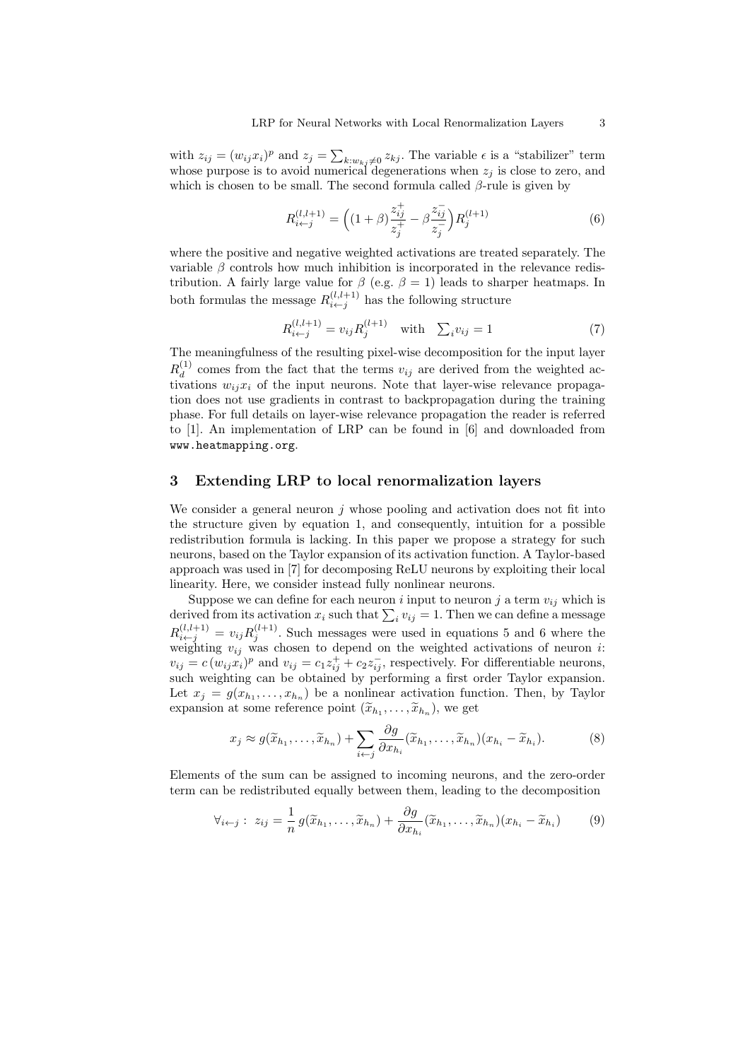with $z_{ij} = (w_{ij} x_i)^p$ and $z_j = \sum_{k:w_{kj} \neq 0} z_{kj}$. The variable $\epsilon$ is a "stabilizer" term whose purpose is to avoid numerical degenerations when $z_j$ is close to zero, and which is chosen to be small. The second formula called $\beta$-rule is given by

$$R_{i \leftarrow j}^{(l,l+1)} = \Big( (1+\beta) \frac{z_{ij}^+}{z_j^+} - \beta \frac{z_{ij}^-}{z_j^-} \Big) R_j^{(l+1)} \tag{6}$$

where the positive and negative weighted activations are treated separately. The variable $\beta$ controls how much inhibition is incorporated in the relevance redistribution. A fairly large value for $\beta$ (e.g. $\beta = 1$) leads to sharper heatmaps. In both formulas the message $R_{i \leftarrow j}^{(l,l+1)}$ has the following structure

$$R_{i \leftarrow j}^{(l,l+1)} = v_{ij} R_j^{(l+1)} \quad \text{with} \quad \textstyle\sum_i v_{ij} = 1 \tag{7}$$

The meaningfulness of the resulting pixel-wise decomposition for the input layer $R_d^{(1)}$ comes from the fact that the terms $v_{ij}$ are derived from the weighted activations $w_{ij} x_i$ of the input neurons. Note that layer-wise relevance propagation does not use gradients in contrast to backpropagation during the training phase. For full details on layer-wise relevance propagation the reader is referred to [1]. An implementation of LRP can be found in [6] and downloaded from `www.heatmapping.org`.

## 3 Extending LRP to local renormalization layers

We consider a general neuron $j$ whose pooling and activation does not fit into the structure given by equation 1, and consequently, intuition for a possible redistribution formula is lacking. In this paper we propose a strategy for such neurons, based on the Taylor expansion of its activation function. A Taylor-based approach was used in [7] for decomposing ReLU neurons by exploiting their local linearity. Here, we consider instead fully nonlinear neurons.

Suppose we can define for each neuron $i$ input to neuron $j$ a term $v_{ij}$ which is derived from its activation $x_i$ such that $\sum_i v_{ij} = 1$. Then we can define a message $R_{i \leftarrow j}^{(l,l+1)} = v_{ij} R_j^{(l+1)}$. Such messages were used in equations 5 and 6 where the weighting $v_{ij}$ was chosen to depend on the weighted activations of neuron $i$: $v_{ij} = c\,(w_{ij} x_i)^p$ and $v_{ij} = c_1 z_{ij}^+ + c_2 z_{ij}^-$, respectively. For differentiable neurons, such weighting can be obtained by performing a first order Taylor expansion. Let $x_j = g(x_{h_1}, \ldots, x_{h_n})$ be a nonlinear activation function. Then, by Taylor expansion at some reference point $(\widetilde{x}_{h_1}, \ldots, \widetilde{x}_{h_n})$, we get

$$x_j \approx g(\widetilde{x}_{h_1}, \ldots, \widetilde{x}_{h_n}) + \sum_{i \leftarrow j} \frac{\partial g}{\partial x_{h_i}} (\widetilde{x}_{h_1}, \ldots, \widetilde{x}_{h_n})(x_{h_i} - \widetilde{x}_{h_i}). \tag{8}$$

Elements of the sum can be assigned to incoming neurons, and the zero-order term can be redistributed equally between them, leading to the decomposition

$$\forall_{i \leftarrow j} : \; z_{ij} = \frac{1}{n} g(\widetilde{x}_{h_1}, \ldots, \widetilde{x}_{h_n}) + \frac{\partial g}{\partial x_{h_i}} (\widetilde{x}_{h_1}, \ldots, \widetilde{x}_{h_n})(x_{h_i} - \widetilde{x}_{h_i}) \tag{9}$$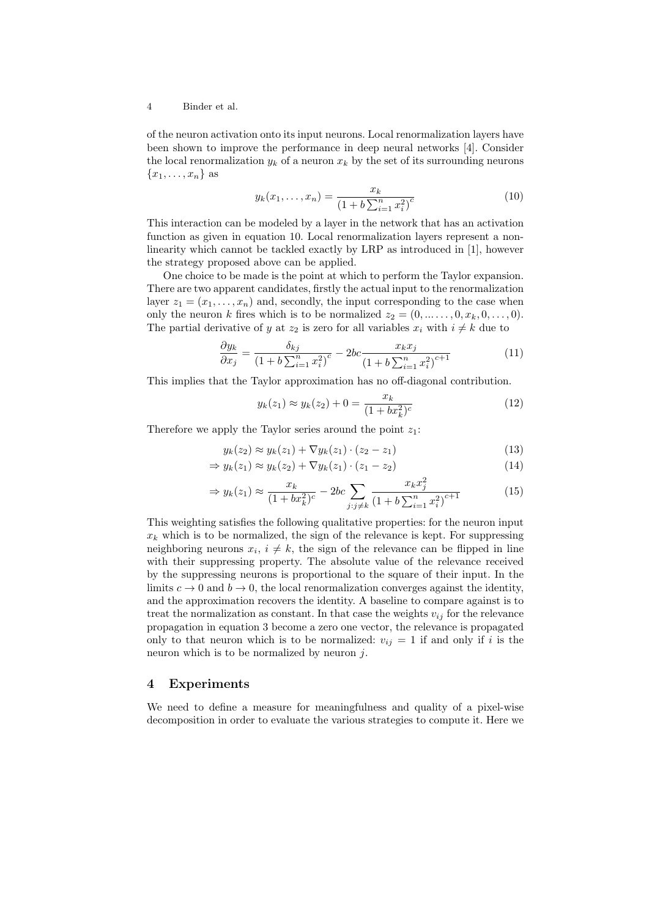of the neuron activation onto its input neurons. Local renormalization layers have been shown to improve the performance in deep neural networks [4]. Consider the local renormalization $y_k$ of a neuron $x_k$ by the set of its surrounding neurons $\{x_1, \ldots, x_n\}$ as

$$y_k(x_1, \ldots, x_n) = \frac{x_k}{\left(1 + b\sum_{i=1}^{n} x_i^2\right)^c} \tag{10}$$

This interaction can be modeled by a layer in the network that has an activation function as given in equation 10. Local renormalization layers represent a non-linearity which cannot be tackled exactly by LRP as introduced in [1], however the strategy proposed above can be applied.

One choice to be made is the point at which to perform the Taylor expansion. There are two apparent candidates, firstly the actual input to the renormalization layer $z_1 = (x_1, \ldots, x_n)$ and, secondly, the input corresponding to the case when only the neuron $k$ fires which is to be normalized $z_2 = (0, \ldots \ldots, 0, x_k, 0, \ldots, 0)$. The partial derivative of $y$ at $z_2$ is zero for all variables $x_i$ with $i \neq k$ due to

$$\frac{\partial y_k}{\partial x_j} = \frac{\delta_{kj}}{\left(1 + b\sum_{i=1}^{n} x_i^2\right)^c} - 2bc\frac{x_k x_j}{\left(1 + b\sum_{i=1}^{n} x_i^2\right)^{c+1}} \tag{11}$$

This implies that the Taylor approximation has no off-diagonal contribution.

$$y_k(z_1) \approx y_k(z_2) + 0 = \frac{x_k}{(1 + bx_k^2)^c} \tag{12}$$

Therefore we apply the Taylor series around the point $z_1$:

$$y_k(z_2) \approx y_k(z_1) + \nabla y_k(z_1) \cdot (z_2 - z_1) \tag{13}$$

$$\Rightarrow y_k(z_1) \approx y_k(z_2) + \nabla y_k(z_1) \cdot (z_1 - z_2) \tag{14}$$

$$\Rightarrow y_k(z_1) \approx \frac{x_k}{(1 + bx_k^2)^c} - 2bc \sum_{j : j \neq k} \frac{x_k x_j^2}{\left(1 + b\sum_{i=1}^{n} x_i^2\right)^{c+1}} \tag{15}$$

This weighting satisfies the following qualitative properties: for the neuron input $x_k$ which is to be normalized, the sign of the relevance is kept. For suppressing neighboring neurons $x_i$, $i \neq k$, the sign of the relevance can be flipped in line with their suppressing property. The absolute value of the relevance received by the suppressing neurons is proportional to the square of their input. In the limits $c \to 0$ and $b \to 0$, the local renormalization converges against the identity, and the approximation recovers the identity. A baseline to compare against is to treat the normalization as constant. In that case the weights $v_{ij}$ for the relevance propagation in equation 3 become a zero one vector, the relevance is propagated only to that neuron which is to be normalized: $v_{ij} = 1$ if and only if $i$ is the neuron which is to be normalized by neuron $j$.

## 4 Experiments

We need to define a measure for meaningfulness and quality of a pixel-wise decomposition in order to evaluate the various strategies to compute it. Here we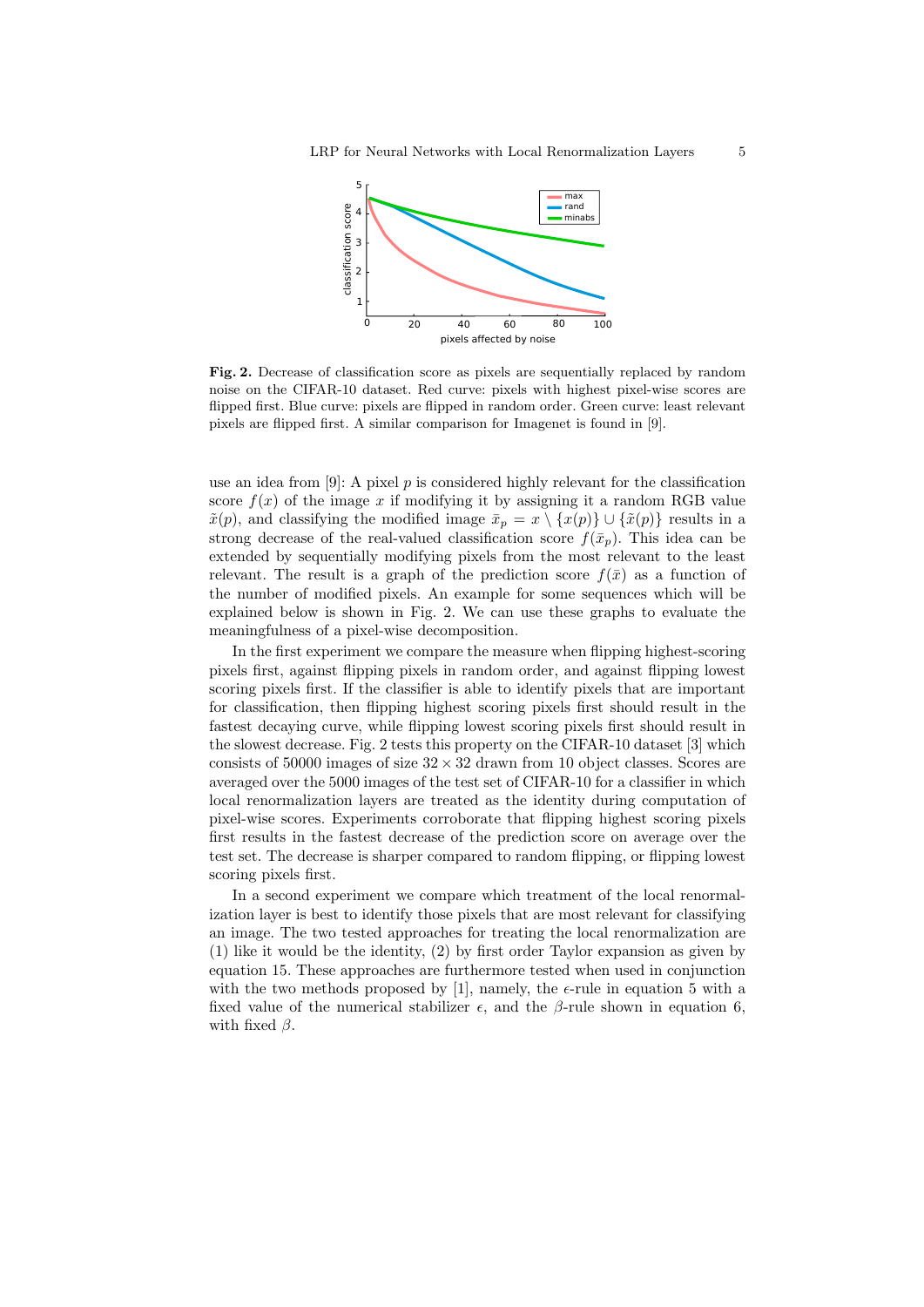**Fig. 2.** Decrease of classification score as pixels are sequentially replaced by random noise on the CIFAR-10 dataset. Red curve: pixels with highest pixel-wise scores are flipped first. Blue curve: pixels are flipped in random order. Green curve: least relevant pixels are flipped first. A similar comparison for Imagenet is found in [9].

use an idea from [9]: A pixel $p$ is considered highly relevant for the classification score $f(x)$ of the image $x$ if modifying it by assigning it a random RGB value $\tilde{x}(p)$, and classifying the modified image $\bar{x}_p = x \setminus \{x(p)\} \cup \{\tilde{x}(p)\}$ results in a strong decrease of the real-valued classification score $f(\bar{x}_p)$. This idea can be extended by sequentially modifying pixels from the most relevant to the least relevant. The result is a graph of the prediction score $f(\bar{x})$ as a function of the number of modified pixels. An example for some sequences which will be explained below is shown in Fig. 2. We can use these graphs to evaluate the meaningfulness of a pixel-wise decomposition.

In the first experiment we compare the measure when flipping highest-scoring pixels first, against flipping pixels in random order, and against flipping lowest scoring pixels first. If the classifier is able to identify pixels that are important for classification, then flipping highest scoring pixels first should result in the fastest decaying curve, while flipping lowest scoring pixels first should result in the slowest decrease. Fig. 2 tests this property on the CIFAR-10 dataset [3] which consists of 50000 images of size $32 \times 32$ drawn from 10 object classes. Scores are averaged over the 5000 images of the test set of CIFAR-10 for a classifier in which local renormalization layers are treated as the identity during computation of pixel-wise scores. Experiments corroborate that flipping highest scoring pixels first results in the fastest decrease of the prediction score on average over the test set. The decrease is sharper compared to random flipping, or flipping lowest scoring pixels first.

In a second experiment we compare which treatment of the local renormalization layer is best to identify those pixels that are most relevant for classifying an image. The two tested approaches for treating the local renormalization are (1) like it would be the identity, (2) by first order Taylor expansion as given by equation 15. These approaches are furthermore tested when used in conjunction with the two methods proposed by [1], namely, the $\epsilon$-rule in equation 5 with a fixed value of the numerical stabilizer $\epsilon$, and the $\beta$-rule shown in equation 6, with fixed $\beta$.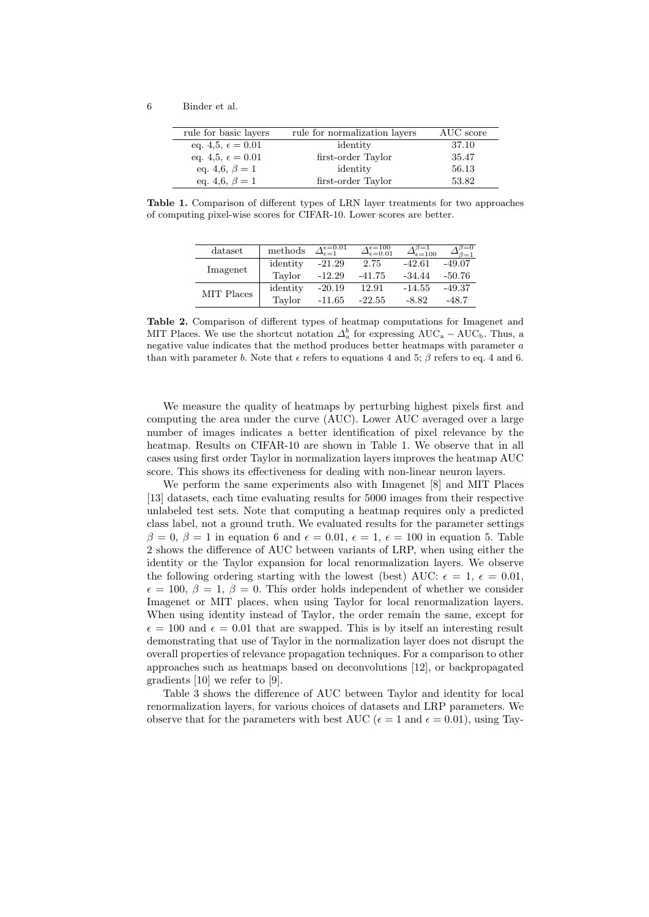| rule for basic layers | rule for normalization layers | AUC score |
| --- | --- | --- |
| eq. 4,5, $\epsilon = 0.01$ | identity | 37.10 |
| eq. 4,5, $\epsilon = 0.01$ | first-order Taylor | 35.47 |
| eq. 4,6, $\beta = 1$ | identity | 56.13 |
| eq. 4,6, $\beta = 1$ | first-order Taylor | 53.82 |

**Table 1.** Comparison of different types of LRN layer treatments for two approaches of computing pixel-wise scores for CIFAR-10. Lower scores are better.

| dataset | methods | $\Delta_{\epsilon=1}^{\epsilon=0.01}$ | $\Delta_{\epsilon=0.01}^{\epsilon=100}$ | $\Delta_{\epsilon=100}^{\beta=1}$ | $\Delta_{\beta=1}^{\beta=0}$ |
| --- | --- | --- | --- | --- | --- |
| Imagenet | identity | -21.29 | 2.75 | -42.61 | -49.07 |
| | Taylor | -12.29 | -41.75 | -34.44 | -50.76 |
| MIT Places | identity | -20.19 | 12.91 | -14.55 | -49.37 |
| | Taylor | -11.65 | -22.55 | -8.82 | -48.7 |

**Table 2.** Comparison of different types of heatmap computations for Imagenet and MIT Places. We use the shortcut notation $\Delta_a^b$ for expressing $\text{AUC}_\text{a} - \text{AUC}_\text{b}$. Thus, a negative value indicates that the method produces better heatmaps with parameter $a$ than with parameter $b$. Note that $\epsilon$ refers to equations 4 and 5; $\beta$ refers to eq. 4 and 6.

We measure the quality of heatmaps by perturbing highest pixels first and computing the area under the curve (AUC). Lower AUC averaged over a large number of images indicates a better identification of pixel relevance by the heatmap. Results on CIFAR-10 are shown in Table 1. We observe that in all cases using first order Taylor in normalization layers improves the heatmap AUC score. This shows its effectiveness for dealing with non-linear neuron layers.

We perform the same experiments also with Imagenet [8] and MIT Places [13] datasets, each time evaluating results for 5000 images from their respective unlabeled test sets. Note that computing a heatmap requires only a predicted class label, not a ground truth. We evaluated results for the parameter settings $\beta = 0$, $\beta = 1$ in equation 6 and $\epsilon = 0.01$, $\epsilon = 1$, $\epsilon = 100$ in equation 5. Table 2 shows the difference of AUC between variants of LRP, when using either the identity or the Taylor expansion for local renormalization layers. We observe the following ordering starting with the lowest (best) AUC: $\epsilon = 1$, $\epsilon = 0.01$, $\epsilon = 100$, $\beta = 1$, $\beta = 0$. This order holds independent of whether we consider Imagenet or MIT places, when using Taylor for local renormalization layers. When using identity instead of Taylor, the order remain the same, except for $\epsilon = 100$ and $\epsilon = 0.01$ that are swapped. This is by itself an interesting result demonstrating that use of Taylor in the normalization layer does not disrupt the overall properties of relevance propagation techniques. For a comparison to other approaches such as heatmaps based on deconvolutions [12], or backpropagated gradients [10] we refer to [9].

Table 3 shows the difference of AUC between Taylor and identity for local renormalization layers, for various choices of datasets and LRP parameters. We observe that for the parameters with best AUC ($\epsilon = 1$ and $\epsilon = 0.01$), using Tay-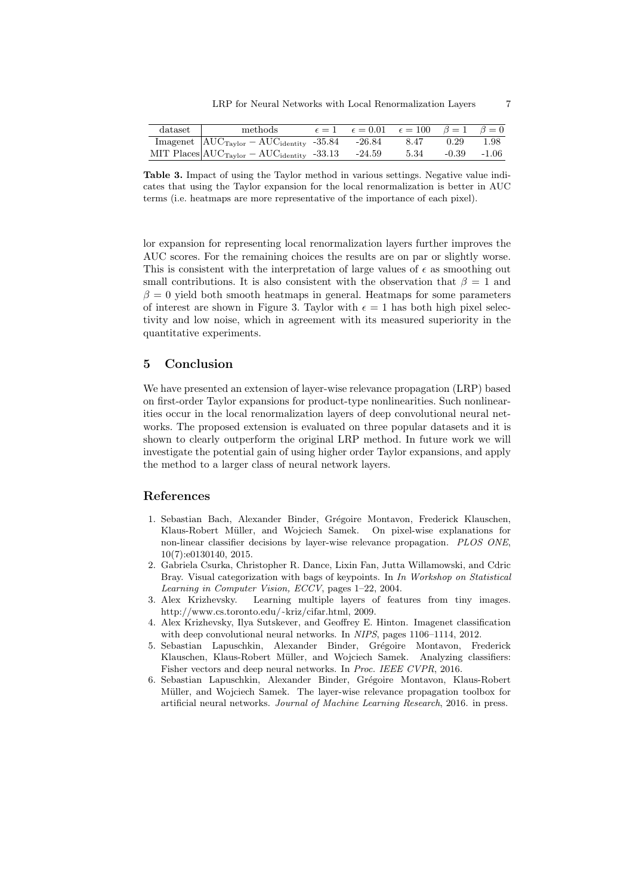| dataset | methods | $\epsilon = 1$ | $\epsilon = 0.01$ | $\epsilon = 100$ | $\beta = 1$ | $\beta = 0$ |
|---|---|---|---|---|---|---|
| Imagenet | $\text{AUC}_{\text{Taylor}} - \text{AUC}_{\text{identity}}$ | -35.84 | -26.84 | 8.47 | 0.29 | 1.98 |
| MIT Places | $\text{AUC}_{\text{Taylor}} - \text{AUC}_{\text{identity}}$ | -33.13 | -24.59 | 5.34 | -0.39 | -1.06 |

**Table 3.** Impact of using the Taylor method in various settings. Negative value indicates that using the Taylor expansion for the local renormalization is better in AUC terms (i.e. heatmaps are more representative of the importance of each pixel).

lor expansion for representing local renormalization layers further improves the AUC scores. For the remaining choices the results are on par or slightly worse. This is consistent with the interpretation of large values of $\epsilon$ as smoothing out small contributions. It is also consistent with the observation that $\beta = 1$ and $\beta = 0$ yield both smooth heatmaps in general. Heatmaps for some parameters of interest are shown in Figure 3. Taylor with $\epsilon = 1$ has both high pixel selectivity and low noise, which in agreement with its measured superiority in the quantitative experiments.

## 5 Conclusion

We have presented an extension of layer-wise relevance propagation (LRP) based on first-order Taylor expansions for product-type nonlinearities. Such nonlinearities occur in the local renormalization layers of deep convolutional neural networks. The proposed extension is evaluated on three popular datasets and it is shown to clearly outperform the original LRP method. In future work we will investigate the potential gain of using higher order Taylor expansions, and apply the method to a larger class of neural network layers.

## References

1. Sebastian Bach, Alexander Binder, Grégoire Montavon, Frederick Klauschen, Klaus-Robert Müller, and Wojciech Samek. On pixel-wise explanations for non-linear classifier decisions by layer-wise relevance propagation. *PLOS ONE*, 10(7):e0130140, 2015.
2. Gabriela Csurka, Christopher R. Dance, Lixin Fan, Jutta Willamowski, and Cdric Bray. Visual categorization with bags of keypoints. In *In Workshop on Statistical Learning in Computer Vision, ECCV*, pages 1–22, 2004.
3. Alex Krizhevsky. Learning multiple layers of features from tiny images. http://www.cs.toronto.edu/~kriz/cifar.html, 2009.
4. Alex Krizhevsky, Ilya Sutskever, and Geoffrey E. Hinton. Imagenet classification with deep convolutional neural networks. In *NIPS*, pages 1106–1114, 2012.
5. Sebastian Lapuschkin, Alexander Binder, Grégoire Montavon, Frederick Klauschen, Klaus-Robert Müller, and Wojciech Samek. Analyzing classifiers: Fisher vectors and deep neural networks. In *Proc. IEEE CVPR*, 2016.
6. Sebastian Lapuschkin, Alexander Binder, Grégoire Montavon, Klaus-Robert Müller, and Wojciech Samek. The layer-wise relevance propagation toolbox for artificial neural networks. *Journal of Machine Learning Research*, 2016. in press.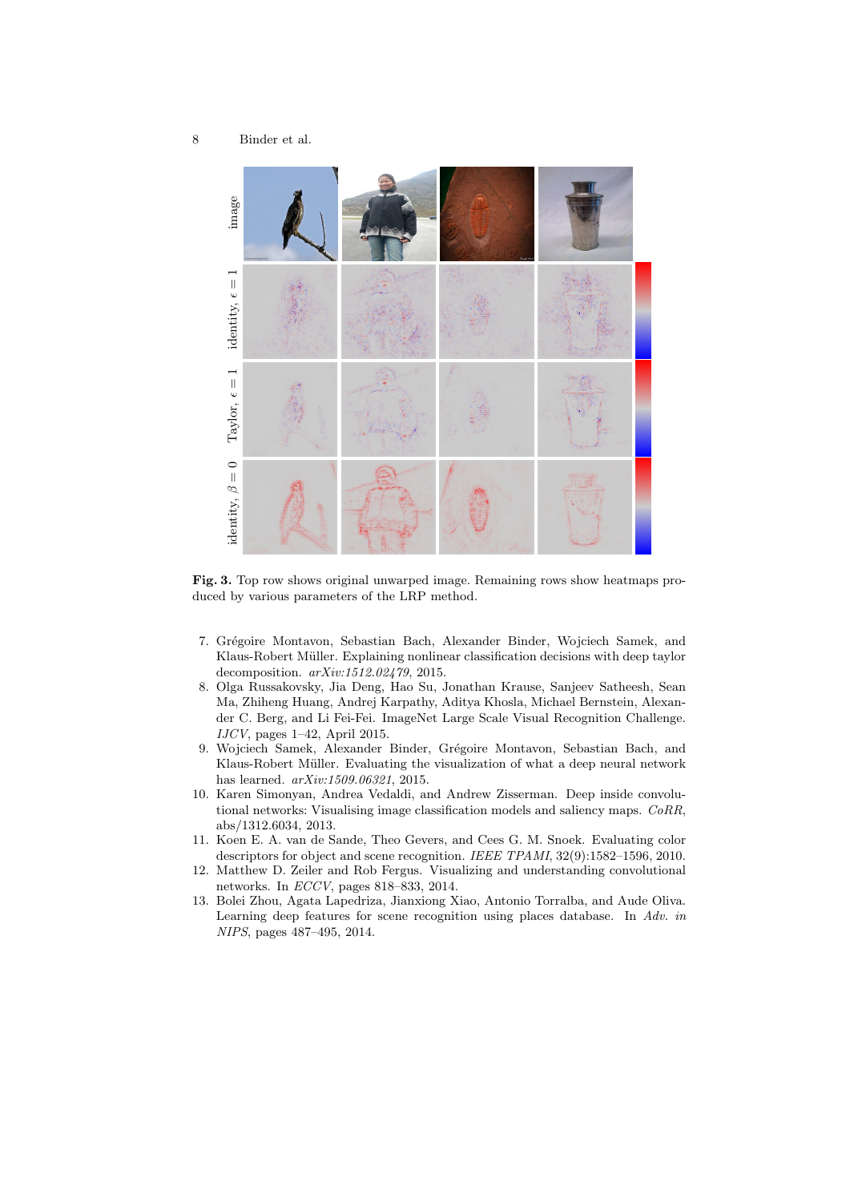image

identity, $\epsilon = 1$

Taylor, $\epsilon = 1$

identity, $\beta = 0$

**Fig. 3.** Top row shows original unwarped image. Remaining rows show heatmaps produced by various parameters of the LRP method.

7. Grégoire Montavon, Sebastian Bach, Alexander Binder, Wojciech Samek, and Klaus-Robert Müller. Explaining nonlinear classification decisions with deep taylor decomposition. *arXiv:1512.02479*, 2015.
8. Olga Russakovsky, Jia Deng, Hao Su, Jonathan Krause, Sanjeev Satheesh, Sean Ma, Zhiheng Huang, Andrej Karpathy, Aditya Khosla, Michael Bernstein, Alexander C. Berg, and Li Fei-Fei. ImageNet Large Scale Visual Recognition Challenge. *IJCV*, pages 1–42, April 2015.
9. Wojciech Samek, Alexander Binder, Grégoire Montavon, Sebastian Bach, and Klaus-Robert Müller. Evaluating the visualization of what a deep neural network has learned. *arXiv:1509.06321*, 2015.
10. Karen Simonyan, Andrea Vedaldi, and Andrew Zisserman. Deep inside convolutional networks: Visualising image classification models and saliency maps. *CoRR*, abs/1312.6034, 2013.
11. Koen E. A. van de Sande, Theo Gevers, and Cees G. M. Snoek. Evaluating color descriptors for object and scene recognition. *IEEE TPAMI*, 32(9):1582–1596, 2010.
12. Matthew D. Zeiler and Rob Fergus. Visualizing and understanding convolutional networks. In *ECCV*, pages 818–833, 2014.
13. Bolei Zhou, Agata Lapedriza, Jianxiong Xiao, Antonio Torralba, and Aude Oliva. Learning deep features for scene recognition using places database. In *Adv. in NIPS*, pages 487–495, 2014.